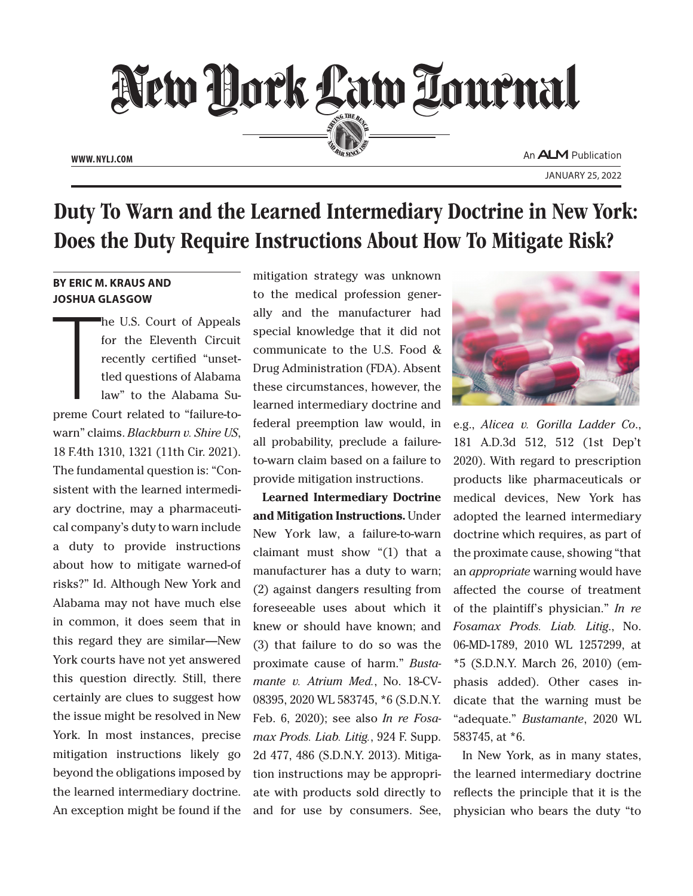# Duty To Warn and the Learned Intermediary Doctrine in New York: Does the Duty Require Instructions About How To Mitigate Risk?

**BY ERIC M. KRAUS AND JOSHUA GLASGOW**

The U.S. Court of Appeals for the Eleventh Circuit recently certified "unsettled questions of Alabama law" to the Alabama Supreme Court related to "failure-to-warn" claims. *Blackburn v. Shire US*, 18 F.4th 1310, 1321 (11th Cir. 2021). The fundamental question is: "Consistent with the learned intermediary doctrine, may a pharmaceutical company's duty to warn include a duty to provide instructions about how to mitigate warned-of risks?" Id. Although New York and Alabama may not have much else in common, it does seem that in this regard they are similar—New York courts have not yet answered this question directly. Still, there certainly are clues to suggest how the issue might be resolved in New York. In most instances, precise mitigation instructions likely go beyond the obligations imposed by the learned intermediary doctrine. An exception might be found if the mitigation strategy was unknown to the medical profession generally and the manufacturer had special knowledge that it did not communicate to the U.S. Food & Drug Administration (FDA). Absent these circumstances, however, the learned intermediary doctrine and federal preemption law would, in all probability, preclude a failure-to-warn claim based on a failure to provide mitigation instructions.

**Learned Intermediary Doctrine and Mitigation Instructions.** Under New York law, a failure-to-warn claimant must show "(1) that a manufacturer has a duty to warn; (2) against dangers resulting from foreseeable uses about which it knew or should have known; and (3) that failure to do so was the proximate cause of harm." *Bustamante v. Atrium Med.*, No. 18-CV-08395, 2020 WL 583745, *6 (S.D.N.Y. Feb. 6, 2020); see also *In re Fosamax Prods. Liab. Litig.*, 924 F. Supp. 2d 477, 486 (S.D.N.Y. 2013). Mitigation instructions may be appropriate with products sold directly to and for use by consumers. See, e.g., *Alicea v. Gorilla Ladder Co.*, 181 A.D.3d 512, 512 (1st Dep't 2020). With regard to prescription products like pharmaceuticals or medical devices, New York has adopted the learned intermediary doctrine which requires, as part of the proximate cause, showing "that an *appropriate* warning would have affected the course of treatment of the plaintiff's physician." *In re Fosamax Prods. Liab. Litig.*, No. 06-MD-1789, 2010 WL 1257299, at *5 (S.D.N.Y. March 26, 2010) (emphasis added). Other cases indicate that the warning must be "adequate." *Bustamante*, 2020 WL 583745, at *6.

In New York, as in many states, the learned intermediary doctrine reflects the principle that it is the physician who bears the duty "to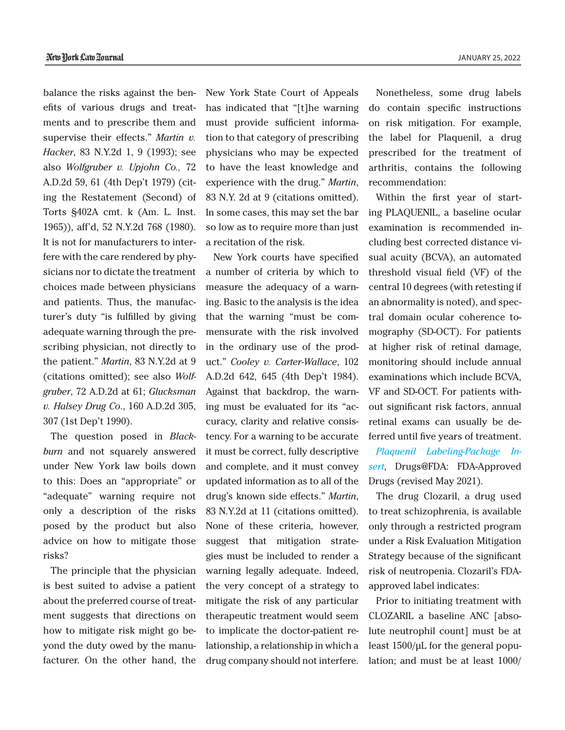balance the risks against the benefits of various drugs and treatments and to prescribe them and supervise their effects." *Martin v. Hacker*, 83 N.Y.2d 1, 9 (1993); see also *Wolfgruber v. Upjohn Co.,* 72 A.D.2d 59, 61 (4th Dep't 1979) (citing the Restatement (Second) of Torts §402A cmt. k (Am. L. Inst. 1965)), aff'd, 52 N.Y.2d 768 (1980). It is not for manufacturers to interfere with the care rendered by physicians nor to dictate the treatment choices made between physicians and patients. Thus, the manufacturer's duty "is fulfilled by giving adequate warning through the prescribing physician, not directly to the patient." *Martin*, 83 N.Y.2d at 9 (citations omitted); see also *Wolfgruber*, 72 A.D.2d at 61; *Glucksman v. Halsey Drug Co*., 160 A.D.2d 305, 307 (1st Dep't 1990).

The question posed in *Blackburn* and not squarely answered under New York law boils down to this: Does an "appropriate" or "adequate" warning require not only a description of the risks posed by the product but also advice on how to mitigate those risks?

The principle that the physician is best suited to advise a patient about the preferred course of treatment suggests that directions on how to mitigate risk might go beyond the duty owed by the manufacturer. On the other hand, the New York State Court of Appeals has indicated that "[t]he warning must provide sufficient information to that category of prescribing physicians who may be expected to have the least knowledge and experience with the drug." *Martin*, 83 N.Y. 2d at 9 (citations omitted). In some cases, this may set the bar so low as to require more than just a recitation of the risk.

New York courts have specified a number of criteria by which to measure the adequacy of a warning. Basic to the analysis is the idea that the warning "must be commensurate with the risk involved in the ordinary use of the product." *Cooley v. Carter-Wallace*, 102 A.D.2d 642, 645 (4th Dep't 1984). Against that backdrop, the warning must be evaluated for its "accuracy, clarity and relative consistency. For a warning to be accurate it must be correct, fully descriptive and complete, and it must convey updated information as to all of the drug's known side effects." *Martin*, 83 N.Y.2d at 11 (citations omitted). None of these criteria, however, suggest that mitigation strategies must be included to render a warning legally adequate. Indeed, the very concept of a strategy to mitigate the risk of any particular therapeutic treatment would seem to implicate the doctor-patient relationship, a relationship in which a drug company should not interfere.

Nonetheless, some drug labels do contain specific instructions on risk mitigation. For example, the label for Plaquenil, a drug prescribed for the treatment of arthritis, contains the following recommendation:

Within the first year of starting PLAQUENIL, a baseline ocular examination is recommended including best corrected distance visual acuity (BCVA), an automated threshold visual field (VF) of the central 10 degrees (with retesting if an abnormality is noted), and spectral domain ocular coherence tomography (SD-OCT). For patients at higher risk of retinal damage, monitoring should include annual examinations which include BCVA, VF and SD-OCT. For patients without significant risk factors, annual retinal exams can usually be deferred until five years of treatment.

*Plaquenil Labeling-Package Insert*, Drugs@FDA: FDA-Approved Drugs (revised May 2021).

The drug Clozaril, a drug used to treat schizophrenia, is available only through a restricted program under a Risk Evaluation Mitigation Strategy because of the significant risk of neutropenia. Clozaril's FDA-approved label indicates:

Prior to initiating treatment with CLOZARIL a baseline ANC [absolute neutrophil count] must be at least 1500/μL for the general population; and must be at least 1000/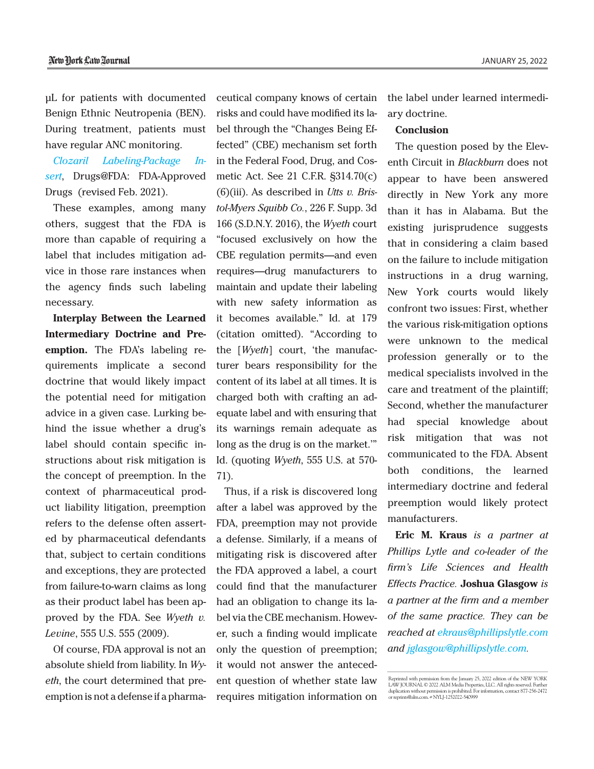μL for patients with documented Benign Ethnic Neutropenia (BEN). During treatment, patients must have regular ANC monitoring.

*Clozaril Labeling-Package Insert*, Drugs@FDA: FDA-Approved Drugs (revised Feb. 2021).

These examples, among many others, suggest that the FDA is more than capable of requiring a label that includes mitigation advice in those rare instances when the agency finds such labeling necessary.

**Interplay Between the Learned Intermediary Doctrine and Preemption.** The FDA's labeling requirements implicate a second doctrine that would likely impact the potential need for mitigation advice in a given case. Lurking behind the issue whether a drug's label should contain specific instructions about risk mitigation is the concept of preemption. In the context of pharmaceutical product liability litigation, preemption refers to the defense often asserted by pharmaceutical defendants that, subject to certain conditions and exceptions, they are protected from failure-to-warn claims as long as their product label has been approved by the FDA. See *Wyeth v. Levine*, 555 U.S. 555 (2009).

Of course, FDA approval is not an absolute shield from liability. In *Wyeth*, the court determined that preemption is not a defense if a pharmaceutical company knows of certain risks and could have modified its label through the "Changes Being Effected" (CBE) mechanism set forth in the Federal Food, Drug, and Cosmetic Act. See 21 C.F.R. §314.70(c)(6)(iii). As described in *Utts v. Bristol-Myers Squibb Co.*, 226 F. Supp. 3d 166 (S.D.N.Y. 2016), the *Wyeth* court "focused exclusively on how the CBE regulation permits—and even requires—drug manufacturers to maintain and update their labeling with new safety information as it becomes available." Id. at 179 (citation omitted). "According to the [*Wyeth*] court, 'the manufacturer bears responsibility for the content of its label at all times. It is charged both with crafting an adequate label and with ensuring that its warnings remain adequate as long as the drug is on the market.'" Id. (quoting *Wyeth*, 555 U.S. at 570-71).

Thus, if a risk is discovered long after a label was approved by the FDA, preemption may not provide a defense. Similarly, if a means of mitigating risk is discovered after the FDA approved a label, a court could find that the manufacturer had an obligation to change its label via the CBE mechanism. However, such a finding would implicate only the question of preemption; it would not answer the antecedent question of whether state law requires mitigation information on the label under learned intermediary doctrine.

**Conclusion**

The question posed by the Eleventh Circuit in *Blackburn* does not appear to have been answered directly in New York any more than it has in Alabama. But the existing jurisprudence suggests that in considering a claim based on the failure to include mitigation instructions in a drug warning, New York courts would likely confront two issues: First, whether the various risk-mitigation options were unknown to the medical profession generally or to the medical specialists involved in the care and treatment of the plaintiff; Second, whether the manufacturer had special knowledge about risk mitigation that was not communicated to the FDA. Absent both conditions, the learned intermediary doctrine and federal preemption would likely protect manufacturers.

**Eric M. Kraus** *is a partner at Phillips Lytle and co-leader of the firm's Life Sciences and Health Effects Practice.* **Joshua Glasgow** *is a partner at the firm and a member of the same practice. They can be reached at ekraus@phillipslytle.com and jglasgow@phillipslytle.com.*

Reprinted with permission from the January 25, 2022 edition of the NEW YORK LAW JOURNAL © 2022 ALM Media Properties, LLC. All rights reserved. Further duplication without permission is prohibited. For information, contact 877-256-2472 or reprints@alm.com. # NYLJ-1252022-540999